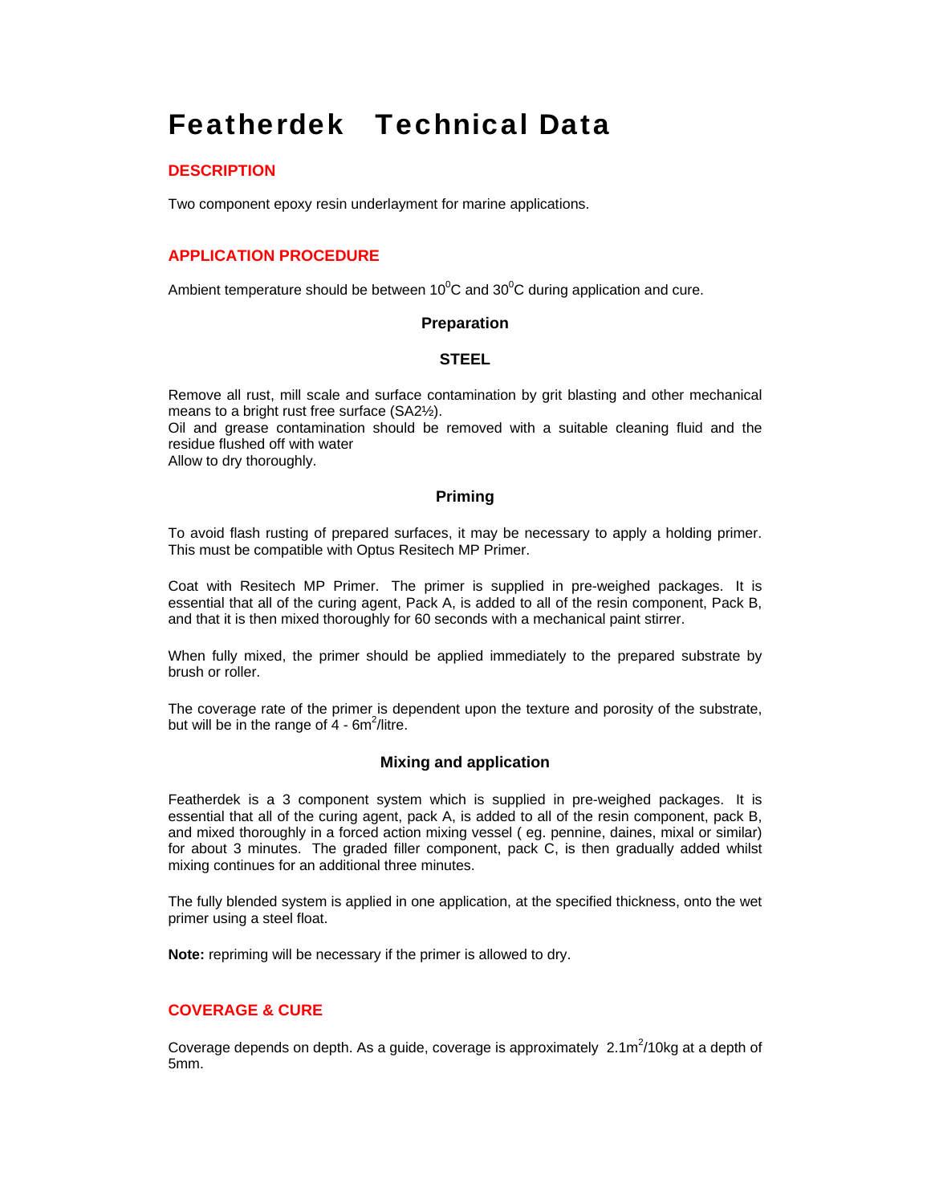# Featherdek Technical Data

## DESCRIPTION

Two component epoxy resin underlayment for marine applications.

## APPLICATION PROCEDURE

Ambient temperature should be between $10^0$C and $30^0$C during application and cure.

### Preparation

#### STEEL

Remove all rust, mill scale and surface contamination by grit blasting and other mechanical means to a bright rust free surface (SA2½).
Oil and grease contamination should be removed with a suitable cleaning fluid and the residue flushed off with water
Allow to dry thoroughly.

### Priming

To avoid flash rusting of prepared surfaces, it may be necessary to apply a holding primer. This must be compatible with Optus Resitech MP Primer.

Coat with Resitech MP Primer. The primer is supplied in pre-weighed packages. It is essential that all of the curing agent, Pack A, is added to all of the resin component, Pack B, and that it is then mixed thoroughly for 60 seconds with a mechanical paint stirrer.

When fully mixed, the primer should be applied immediately to the prepared substrate by brush or roller.

The coverage rate of the primer is dependent upon the texture and porosity of the substrate, but will be in the range of 4 - 6m$^2$/litre.

### Mixing and application

Featherdek is a 3 component system which is supplied in pre-weighed packages. It is essential that all of the curing agent, pack A, is added to all of the resin component, pack B, and mixed thoroughly in a forced action mixing vessel ( eg. pennine, daines, mixal or similar) for about 3 minutes. The graded filler component, pack C, is then gradually added whilst mixing continues for an additional three minutes.

The fully blended system is applied in one application, at the specified thickness, onto the wet primer using a steel float.

**Note:** repriming will be necessary if the primer is allowed to dry.

## COVERAGE & CURE

Coverage depends on depth. As a guide, coverage is approximately 2.1m$^2$/10kg at a depth of 5mm.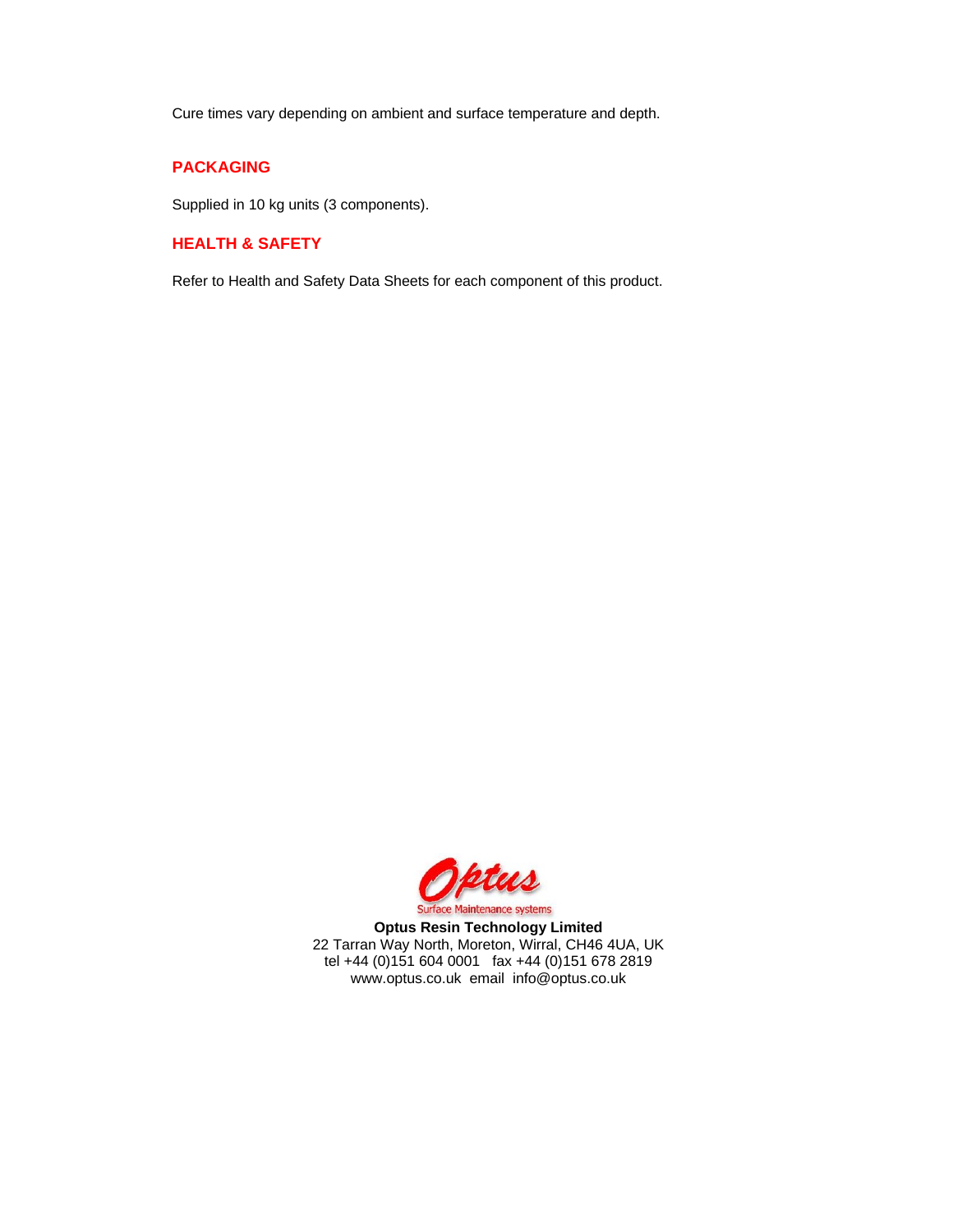Cure times vary depending on ambient and surface temperature and depth.

## PACKAGING

Supplied in 10 kg units (3 components).

## HEALTH & SAFETY

Refer to Health and Safety Data Sheets for each component of this product.

Optus

Surface Maintenance systems

**Optus Resin Technology Limited**
22 Tarran Way North, Moreton, Wirral, CH46 4UA, UK
tel +44 (0)151 604 0001 fax +44 (0)151 678 2819
www.optus.co.uk email info@optus.co.uk